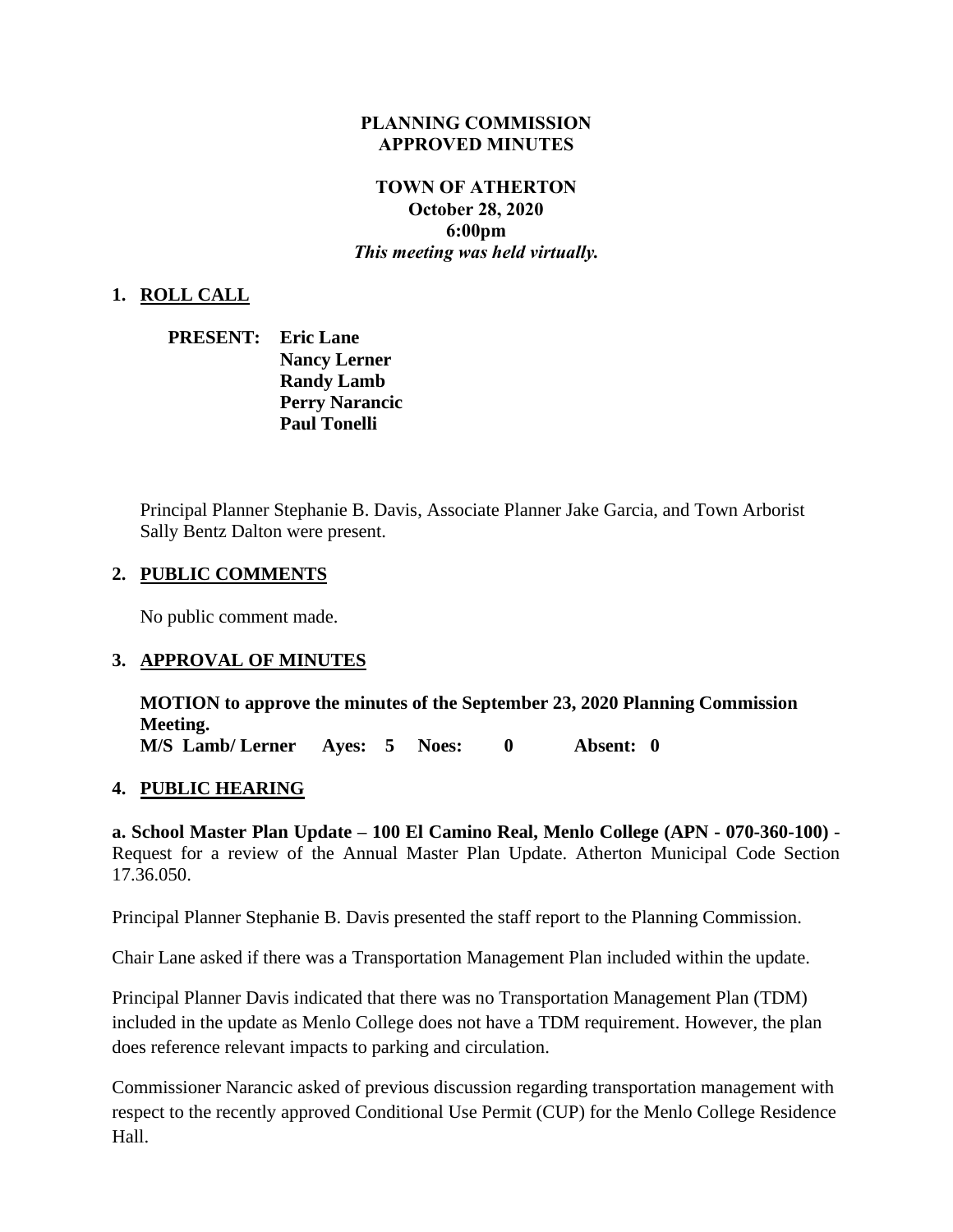**PLANNING COMMISSION**
**APPROVED MINUTES**

**TOWN OF ATHERTON**
**October 28, 2020**
**6:00pm**
***This meeting was held virtually.***

## 1. ROLL CALL

**PRESENT:** **Eric Lane**
**Nancy Lerner**
**Randy Lamb**
**Perry Narancic**
**Paul Tonelli**

Principal Planner Stephanie B. Davis, Associate Planner Jake Garcia, and Town Arborist Sally Bentz Dalton were present.

## 2. PUBLIC COMMENTS

No public comment made.

## 3. APPROVAL OF MINUTES

**MOTION to approve the minutes of the September 23, 2020 Planning Commission Meeting.**
**M/S Lamb/ Lerner Ayes: 5 Noes: 0 Absent: 0**

## 4. PUBLIC HEARING

**a. School Master Plan Update – 100 El Camino Real, Menlo College (APN - 070-360-100)** - Request for a review of the Annual Master Plan Update. Atherton Municipal Code Section 17.36.050.

Principal Planner Stephanie B. Davis presented the staff report to the Planning Commission.

Chair Lane asked if there was a Transportation Management Plan included within the update.

Principal Planner Davis indicated that there was no Transportation Management Plan (TDM) included in the update as Menlo College does not have a TDM requirement. However, the plan does reference relevant impacts to parking and circulation.

Commissioner Narancic asked of previous discussion regarding transportation management with respect to the recently approved Conditional Use Permit (CUP) for the Menlo College Residence Hall.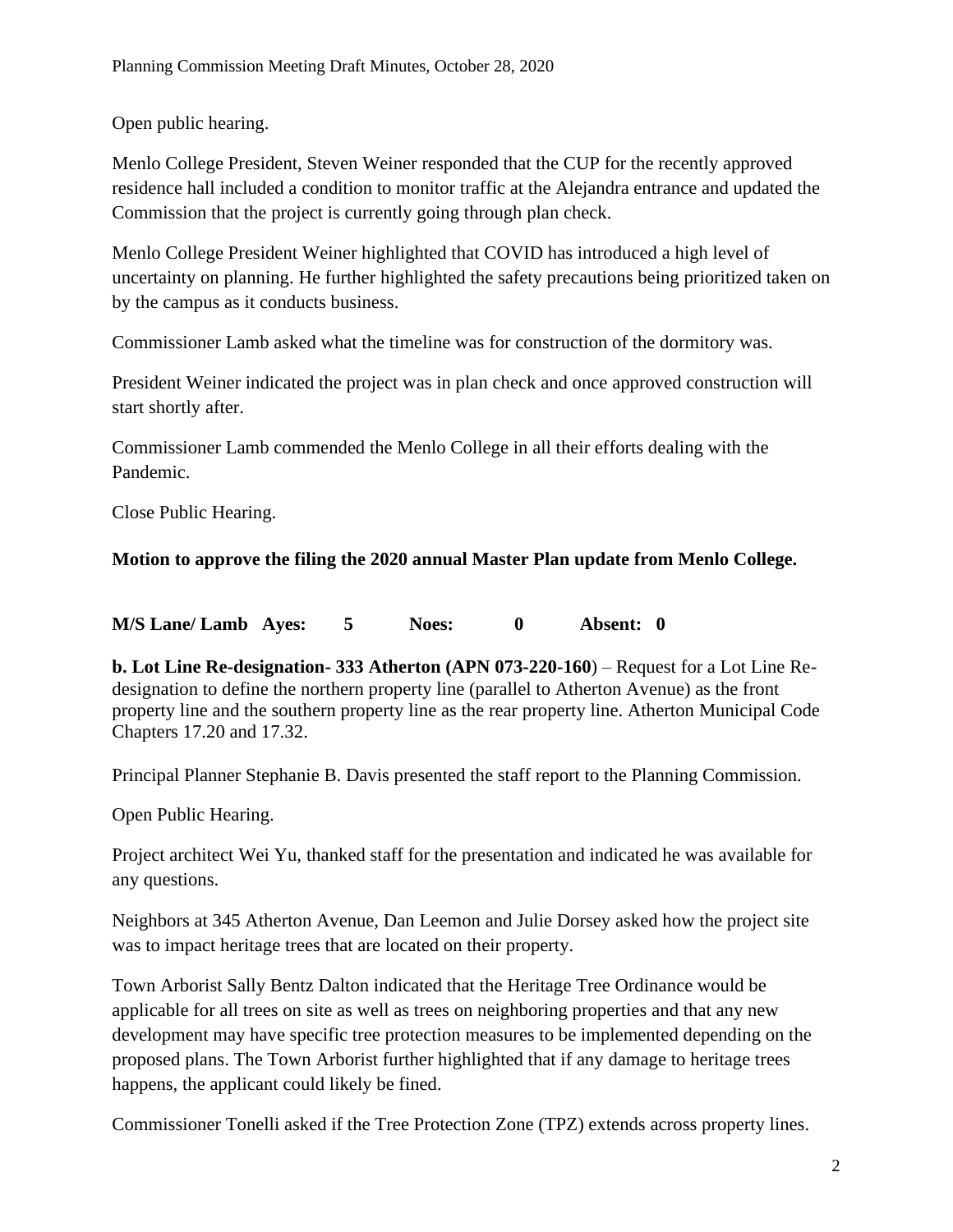Open public hearing.

Menlo College President, Steven Weiner responded that the CUP for the recently approved residence hall included a condition to monitor traffic at the Alejandra entrance and updated the Commission that the project is currently going through plan check.

Menlo College President Weiner highlighted that COVID has introduced a high level of uncertainty on planning. He further highlighted the safety precautions being prioritized taken on by the campus as it conducts business.

Commissioner Lamb asked what the timeline was for construction of the dormitory was.

President Weiner indicated the project was in plan check and once approved construction will start shortly after.

Commissioner Lamb commended the Menlo College in all their efforts dealing with the Pandemic.

Close Public Hearing.

**Motion to approve the filing the 2020 annual Master Plan update from Menlo College.**

**M/S Lane/ Lamb Ayes: 5 Noes: 0 Absent: 0**

**b. Lot Line Re-designation- 333 Atherton (APN 073-220-160**) – Request for a Lot Line Re-designation to define the northern property line (parallel to Atherton Avenue) as the front property line and the southern property line as the rear property line. Atherton Municipal Code Chapters 17.20 and 17.32.

Principal Planner Stephanie B. Davis presented the staff report to the Planning Commission.

Open Public Hearing.

Project architect Wei Yu, thanked staff for the presentation and indicated he was available for any questions.

Neighbors at 345 Atherton Avenue, Dan Leemon and Julie Dorsey asked how the project site was to impact heritage trees that are located on their property.

Town Arborist Sally Bentz Dalton indicated that the Heritage Tree Ordinance would be applicable for all trees on site as well as trees on neighboring properties and that any new development may have specific tree protection measures to be implemented depending on the proposed plans. The Town Arborist further highlighted that if any damage to heritage trees happens, the applicant could likely be fined.

Commissioner Tonelli asked if the Tree Protection Zone (TPZ) extends across property lines.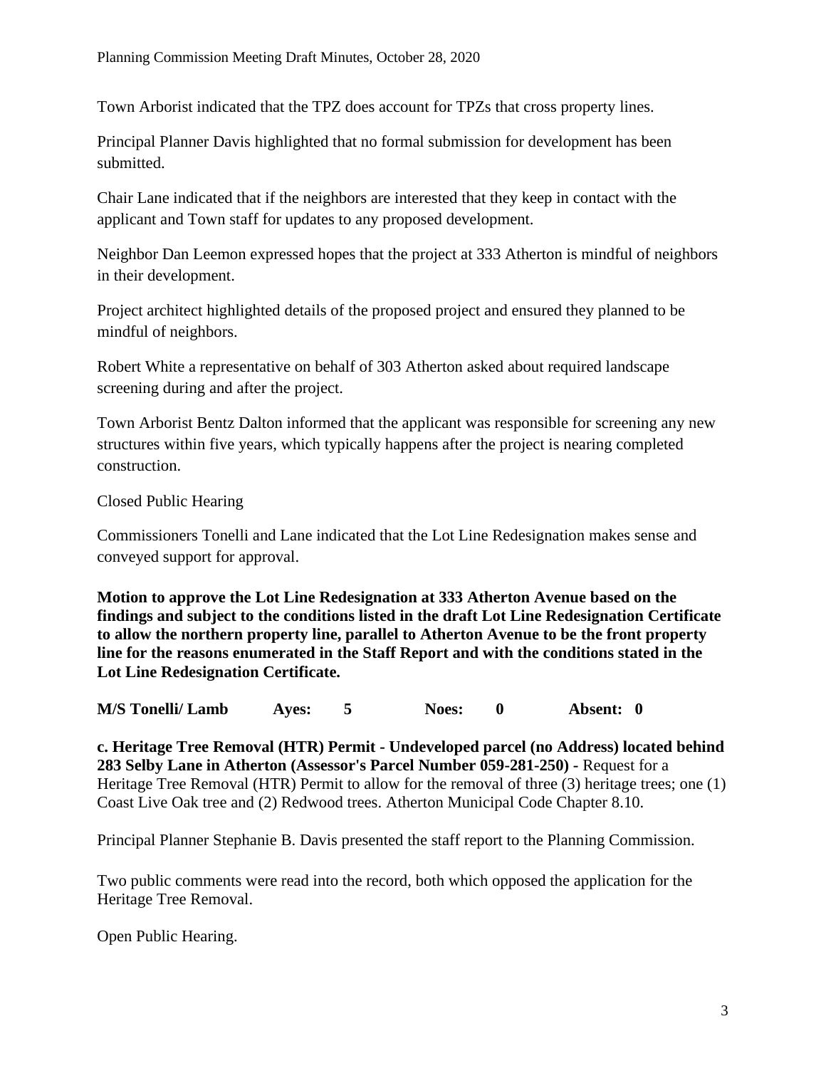Town Arborist indicated that the TPZ does account for TPZs that cross property lines.

Principal Planner Davis highlighted that no formal submission for development has been submitted.

Chair Lane indicated that if the neighbors are interested that they keep in contact with the applicant and Town staff for updates to any proposed development.

Neighbor Dan Leemon expressed hopes that the project at 333 Atherton is mindful of neighbors in their development.

Project architect highlighted details of the proposed project and ensured they planned to be mindful of neighbors.

Robert White a representative on behalf of 303 Atherton asked about required landscape screening during and after the project.

Town Arborist Bentz Dalton informed that the applicant was responsible for screening any new structures within five years, which typically happens after the project is nearing completed construction.

Closed Public Hearing

Commissioners Tonelli and Lane indicated that the Lot Line Redesignation makes sense and conveyed support for approval.

**Motion to approve the Lot Line Redesignation at 333 Atherton Avenue based on the findings and subject to the conditions listed in the draft Lot Line Redesignation Certificate to allow the northern property line, parallel to Atherton Avenue to be the front property line for the reasons enumerated in the Staff Report and with the conditions stated in the Lot Line Redesignation Certificate.**

**M/S Tonelli/ Lamb    Ayes: 5    Noes: 0    Absent: 0**

**c. Heritage Tree Removal (HTR) Permit - Undeveloped parcel (no Address) located behind 283 Selby Lane in Atherton (Assessor's Parcel Number 059-281-250) -** Request for a Heritage Tree Removal (HTR) Permit to allow for the removal of three (3) heritage trees; one (1) Coast Live Oak tree and (2) Redwood trees. Atherton Municipal Code Chapter 8.10.

Principal Planner Stephanie B. Davis presented the staff report to the Planning Commission.

Two public comments were read into the record, both which opposed the application for the Heritage Tree Removal.

Open Public Hearing.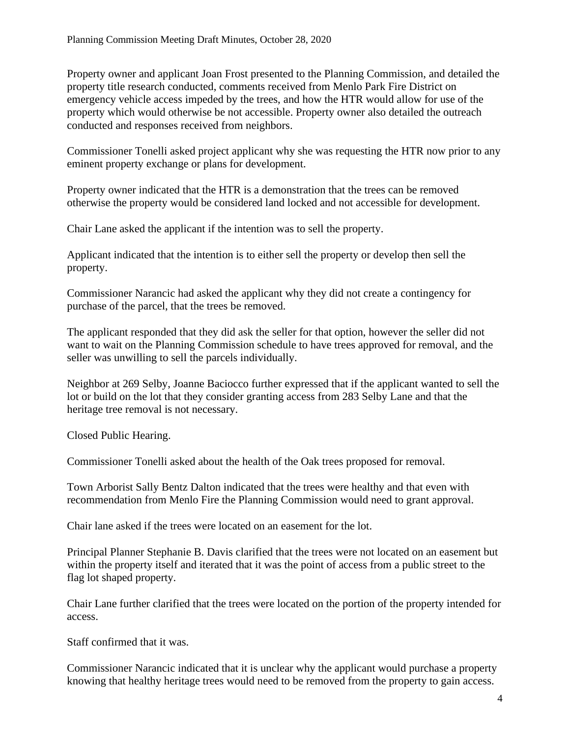Property owner and applicant Joan Frost presented to the Planning Commission, and detailed the property title research conducted, comments received from Menlo Park Fire District on emergency vehicle access impeded by the trees, and how the HTR would allow for use of the property which would otherwise be not accessible. Property owner also detailed the outreach conducted and responses received from neighbors.

Commissioner Tonelli asked project applicant why she was requesting the HTR now prior to any eminent property exchange or plans for development.

Property owner indicated that the HTR is a demonstration that the trees can be removed otherwise the property would be considered land locked and not accessible for development.

Chair Lane asked the applicant if the intention was to sell the property.

Applicant indicated that the intention is to either sell the property or develop then sell the property.

Commissioner Narancic had asked the applicant why they did not create a contingency for purchase of the parcel, that the trees be removed.

The applicant responded that they did ask the seller for that option, however the seller did not want to wait on the Planning Commission schedule to have trees approved for removal, and the seller was unwilling to sell the parcels individually.

Neighbor at 269 Selby, Joanne Baciocco further expressed that if the applicant wanted to sell the lot or build on the lot that they consider granting access from 283 Selby Lane and that the heritage tree removal is not necessary.

Closed Public Hearing.

Commissioner Tonelli asked about the health of the Oak trees proposed for removal.

Town Arborist Sally Bentz Dalton indicated that the trees were healthy and that even with recommendation from Menlo Fire the Planning Commission would need to grant approval.

Chair lane asked if the trees were located on an easement for the lot.

Principal Planner Stephanie B. Davis clarified that the trees were not located on an easement but within the property itself and iterated that it was the point of access from a public street to the flag lot shaped property.

Chair Lane further clarified that the trees were located on the portion of the property intended for access.

Staff confirmed that it was.

Commissioner Narancic indicated that it is unclear why the applicant would purchase a property knowing that healthy heritage trees would need to be removed from the property to gain access.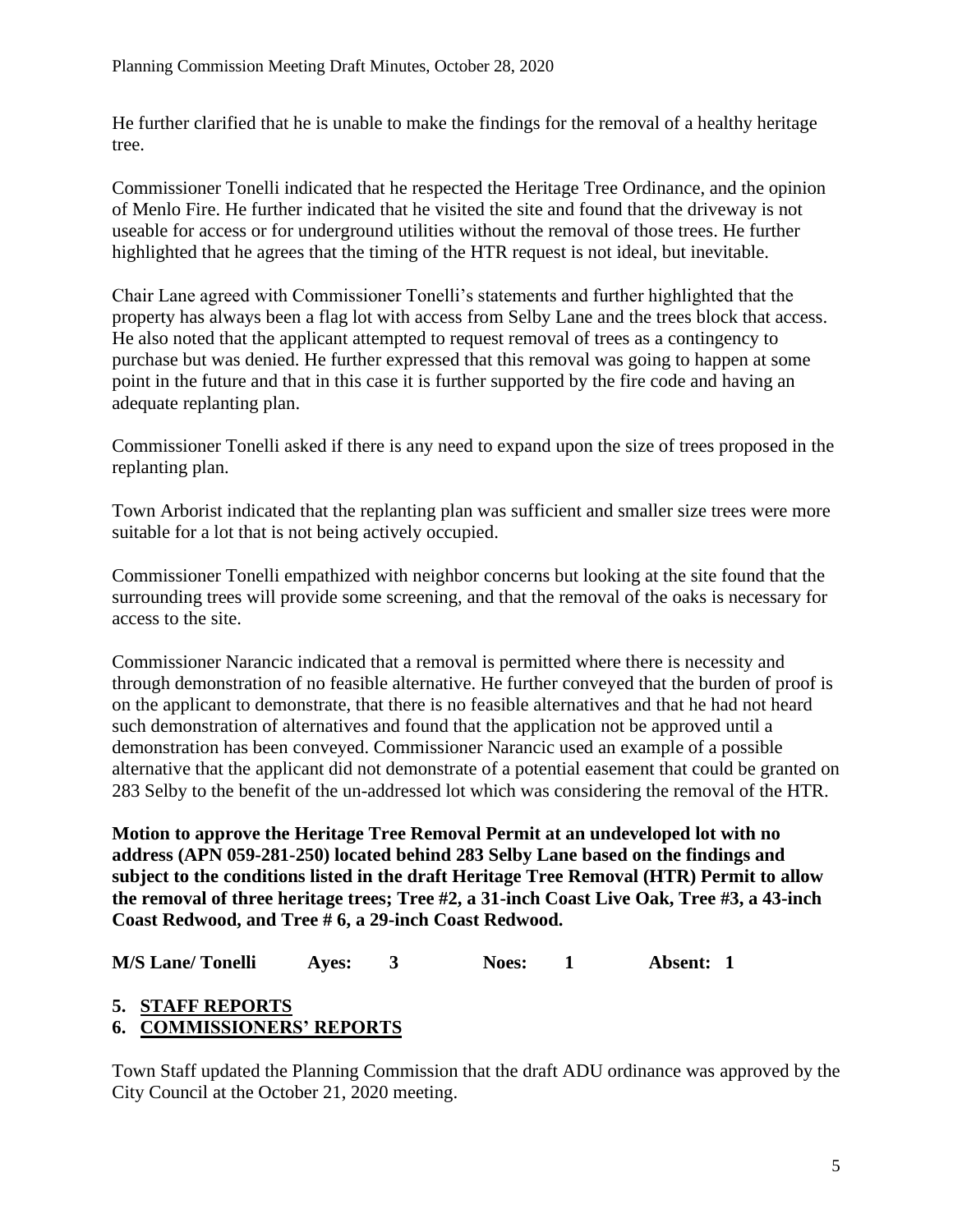He further clarified that he is unable to make the findings for the removal of a healthy heritage tree.

Commissioner Tonelli indicated that he respected the Heritage Tree Ordinance, and the opinion of Menlo Fire. He further indicated that he visited the site and found that the driveway is not useable for access or for underground utilities without the removal of those trees. He further highlighted that he agrees that the timing of the HTR request is not ideal, but inevitable.

Chair Lane agreed with Commissioner Tonelli's statements and further highlighted that the property has always been a flag lot with access from Selby Lane and the trees block that access. He also noted that the applicant attempted to request removal of trees as a contingency to purchase but was denied. He further expressed that this removal was going to happen at some point in the future and that in this case it is further supported by the fire code and having an adequate replanting plan.

Commissioner Tonelli asked if there is any need to expand upon the size of trees proposed in the replanting plan.

Town Arborist indicated that the replanting plan was sufficient and smaller size trees were more suitable for a lot that is not being actively occupied.

Commissioner Tonelli empathized with neighbor concerns but looking at the site found that the surrounding trees will provide some screening, and that the removal of the oaks is necessary for access to the site.

Commissioner Narancic indicated that a removal is permitted where there is necessity and through demonstration of no feasible alternative. He further conveyed that the burden of proof is on the applicant to demonstrate, that there is no feasible alternatives and that he had not heard such demonstration of alternatives and found that the application not be approved until a demonstration has been conveyed. Commissioner Narancic used an example of a possible alternative that the applicant did not demonstrate of a potential easement that could be granted on 283 Selby to the benefit of the un-addressed lot which was considering the removal of the HTR.

**Motion to approve the Heritage Tree Removal Permit at an undeveloped lot with no address (APN 059-281-250) located behind 283 Selby Lane based on the findings and subject to the conditions listed in the draft Heritage Tree Removal (HTR) Permit to allow the removal of three heritage trees; Tree #2, a 31-inch Coast Live Oak, Tree #3, a 43-inch Coast Redwood, and Tree # 6, a 29-inch Coast Redwood.**

**M/S Lane/ Tonelli Ayes: 3 Noes: 1 Absent: 1**

## 5. STAFF REPORTS

## 6. COMMISSIONERS' REPORTS

Town Staff updated the Planning Commission that the draft ADU ordinance was approved by the City Council at the October 21, 2020 meeting.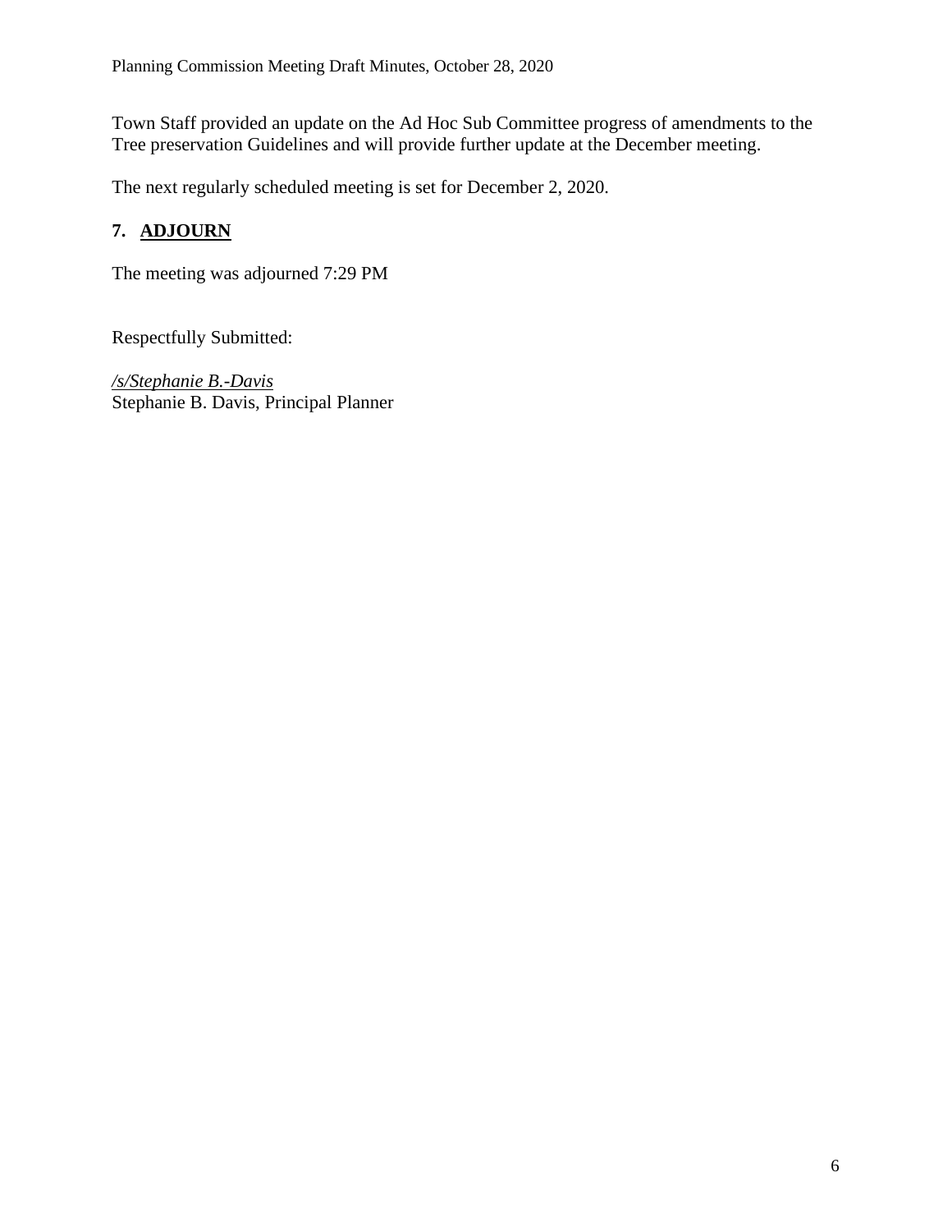Town Staff provided an update on the Ad Hoc Sub Committee progress of amendments to the Tree preservation Guidelines and will provide further update at the December meeting.

The next regularly scheduled meeting is set for December 2, 2020.

## 7. ADJOURN

The meeting was adjourned 7:29 PM

Respectfully Submitted:

*/s/Stephanie B.-Davis*
Stephanie B. Davis, Principal Planner